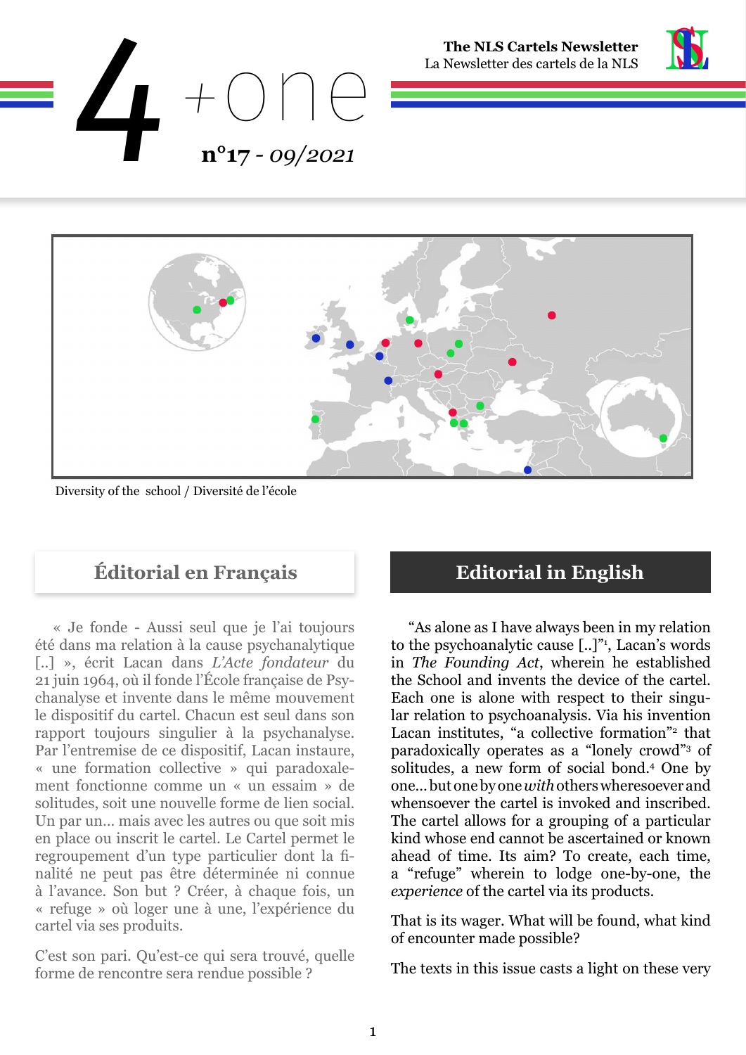# 4 +one

**The NLS Cartels Newsletter**
La Newsletter des cartels de la NLS

**n°17** - *09/2021*

Diversity of the school / Diversité de l'école

## Éditorial en Français

« Je fonde - Aussi seul que je l'ai toujours été dans ma relation à la cause psychanalytique [..] », écrit Lacan dans *L'Acte fondateur* du 21 juin 1964, où il fonde l'École française de Psychanalyse et invente dans le même mouvement le dispositif du cartel. Chacun est seul dans son rapport toujours singulier à la psychanalyse. Par l'entremise de ce dispositif, Lacan instaure, « une formation collective » qui paradoxalement fonctionne comme un « un essaim » de solitudes, soit une nouvelle forme de lien social. Un par un… mais avec les autres ou que soit mis en place ou inscrit le cartel. Le Cartel permet le regroupement d'un type particulier dont la finalité ne peut pas être déterminée ni connue à l'avance. Son but ? Créer, à chaque fois, un « refuge » où loger une à une, l'expérience du cartel via ses produits.

C'est son pari. Qu'est-ce qui sera trouvé, quelle forme de rencontre sera rendue possible ?

## Editorial in English

"As alone as I have always been in my relation to the psychoanalytic cause [..]"[1], Lacan's words in *The Founding Act*, wherein he established the School and invents the device of the cartel. Each one is alone with respect to their singular relation to psychoanalysis. Via his invention Lacan institutes, "a collective formation"[2] that paradoxically operates as a "lonely crowd"[3] of solitudes, a new form of social bond.[4] One by one… but one by one *with* others wheresoever and whensoever the cartel is invoked and inscribed. The cartel allows for a grouping of a particular kind whose end cannot be ascertained or known ahead of time. Its aim? To create, each time, a "refuge" wherein to lodge one-by-one, the *experience* of the cartel via its products.

That is its wager. What will be found, what kind of encounter made possible?

The texts in this issue casts a light on these very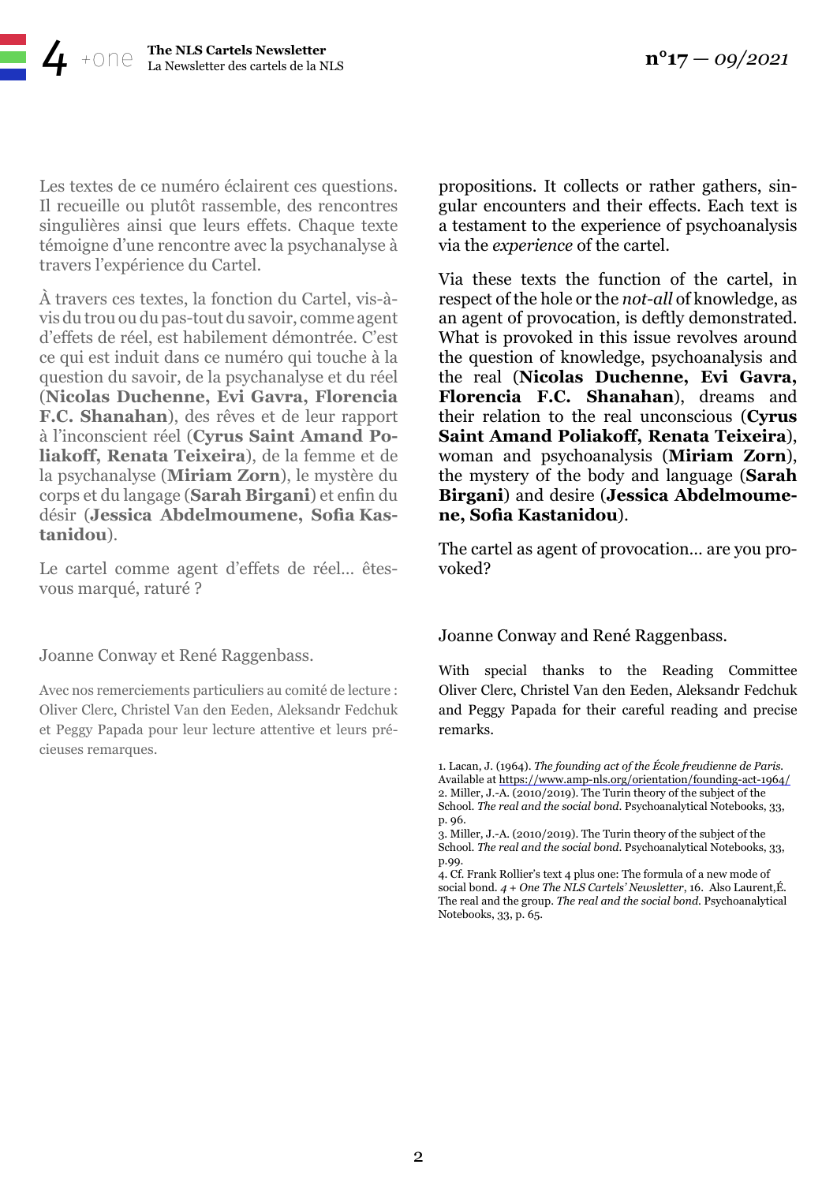Les textes de ce numéro éclairent ces questions. Il recueille ou plutôt rassemble, des rencontres singulières ainsi que leurs effets. Chaque texte témoigne d'une rencontre avec la psychanalyse à travers l'expérience du Cartel.

À travers ces textes, la fonction du Cartel, vis-à-vis du trou ou du pas-tout du savoir, comme agent d'effets de réel, est habilement démontrée. C'est ce qui est induit dans ce numéro qui touche à la question du savoir, de la psychanalyse et du réel (**Nicolas Duchenne, Evi Gavra, Florencia F.C. Shanahan**), des rêves et de leur rapport à l'inconscient réel (**Cyrus Saint Amand Poliakoff, Renata Teixeira**), de la femme et de la psychanalyse (**Miriam Zorn**), le mystère du corps et du langage (**Sarah Birgani**) et enfin du désir (**Jessica Abdelmoumene, Sofia Kastanidou**).

Le cartel comme agent d'effets de réel... êtes-vous marqué, raturé ?

Joanne Conway et René Raggenbass.

Avec nos remerciements particuliers au comité de lecture : Oliver Clerc, Christel Van den Eeden, Aleksandr Fedchuk et Peggy Papada pour leur lecture attentive et leurs précieuses remarques.

propositions. It collects or rather gathers, singular encounters and their effects. Each text is a testament to the experience of psychoanalysis via the *experience* of the cartel.

Via these texts the function of the cartel, in respect of the hole or the *not-all* of knowledge, as an agent of provocation, is deftly demonstrated. What is provoked in this issue revolves around the question of knowledge, psychoanalysis and the real (**Nicolas Duchenne, Evi Gavra, Florencia F.C. Shanahan**), dreams and their relation to the real unconscious (**Cyrus Saint Amand Poliakoff, Renata Teixeira**), woman and psychoanalysis (**Miriam Zorn**), the mystery of the body and language (**Sarah Birgani**) and desire (**Jessica Abdelmoumene, Sofia Kastanidou**).

The cartel as agent of provocation... are you provoked?

Joanne Conway and René Raggenbass.

With special thanks to the Reading Committee Oliver Clerc, Christel Van den Eeden, Aleksandr Fedchuk and Peggy Papada for their careful reading and precise remarks.

1. Lacan, J. (1964). *The founding act of the École freudienne de Paris.* Available at https://www.amp-nls.org/orientation/founding-act-1964/
2. Miller, J.-A. (2010/2019). The Turin theory of the subject of the School. *The real and the social bond.* Psychoanalytical Notebooks, 33, p. 96.
3. Miller, J.-A. (2010/2019). The Turin theory of the subject of the School. *The real and the social bond.* Psychoanalytical Notebooks, 33, p.99.
4. Cf. Frank Rollier's text 4 plus one: The formula of a new mode of social bond. *4 + One The NLS Cartels' Newsletter*, 16. Also Laurent,É. The real and the group. *The real and the social bond.* Psychoanalytical Notebooks, 33, p. 65.